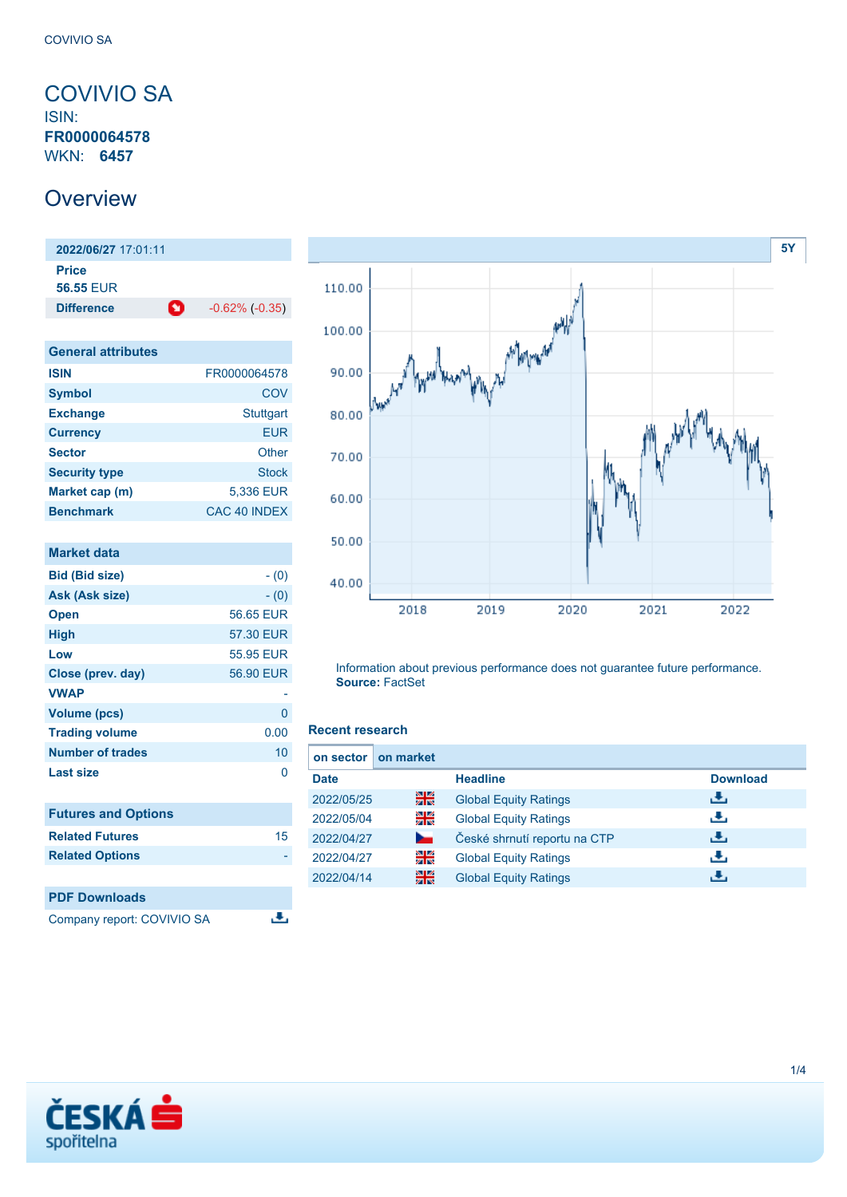# COVIVIO SA

ISIN: **FR0000064578**

WKN: **6457**

## Overview

| **2022/06/27** 17:01:11 | |
|---|---|
| **Price** | |
| **56.55** EUR | |
| **Difference** | -0.62% (-0.35) |

| General attributes | |
|---|---|
| **ISIN** | FR0000064578 |
| **Symbol** | COV |
| **Exchange** | Stuttgart |
| **Currency** | EUR |
| **Sector** | Other |
| **Security type** | Stock |
| **Market cap (m)** | 5,336 EUR |
| **Benchmark** | CAC 40 INDEX |

| Market data | |
|---|---|
| **Bid (Bid size)** | - (0) |
| **Ask (Ask size)** | - (0) |
| **Open** | 56.65 EUR |
| **High** | 57.30 EUR |
| **Low** | 55.95 EUR |
| **Close (prev. day)** | 56.90 EUR |
| **VWAP** | - |
| **Volume (pcs)** | 0 |
| **Trading volume** | 0.00 |
| **Number of trades** | 10 |
| **Last size** | 0 |

| Futures and Options | |
|---|---|
| **Related Futures** | 15 |
| **Related Options** | - |

| PDF Downloads | |
|---|---|
| Company report: COVIVIO SA | |

Information about previous performance does not guarantee future performance.
**Source:** FactSet

### Recent research

| Date | | Headline | Download |
|---|---|---|---|
| 2022/05/25 | | Global Equity Ratings | |
| 2022/05/04 | | Global Equity Ratings | |
| 2022/04/27 | | České shrnutí reportu na CTP | |
| 2022/04/27 | | Global Equity Ratings | |
| 2022/04/14 | | Global Equity Ratings | |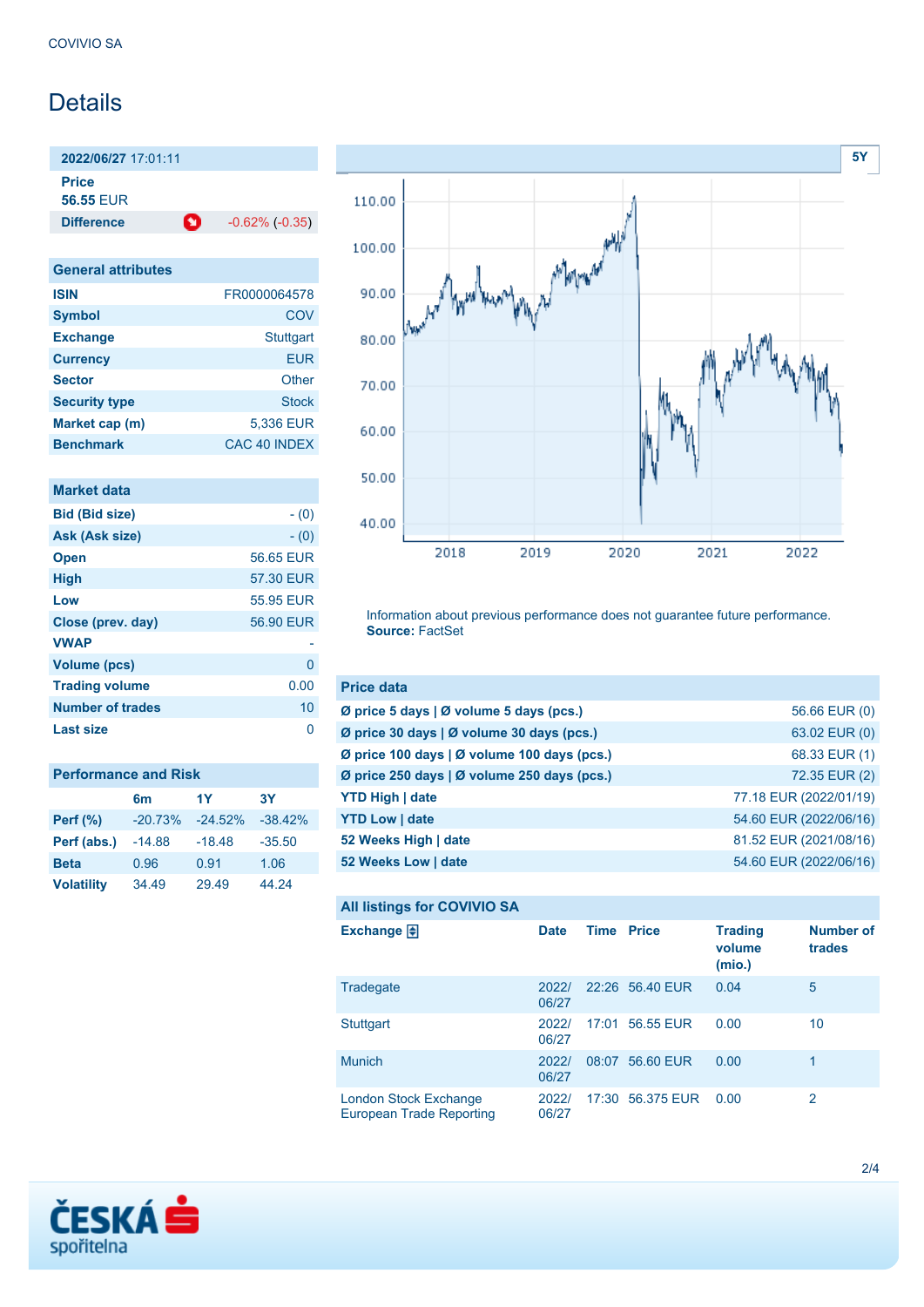# Details

| 2022/06/27 17:01:11 | |
|---|---|
| **Price** 56.55 EUR | |
| **Difference** | -0.62% (-0.35) |

| General attributes | |
|---|---|
| **ISIN** | FR0000064578 |
| **Symbol** | COV |
| **Exchange** | Stuttgart |
| **Currency** | EUR |
| **Sector** | Other |
| **Security type** | Stock |
| **Market cap (m)** | 5,336 EUR |
| **Benchmark** | CAC 40 INDEX |

| Market data | |
|---|---|
| **Bid (Bid size)** | - (0) |
| **Ask (Ask size)** | - (0) |
| **Open** | 56.65 EUR |
| **High** | 57.30 EUR |
| **Low** | 55.95 EUR |
| **Close (prev. day)** | 56.90 EUR |
| **VWAP** | - |
| **Volume (pcs)** | 0 |
| **Trading volume** | 0.00 |
| **Number of trades** | 10 |
| **Last size** | 0 |

| Performance and Risk | 6m | 1Y | 3Y |
|---|---|---|---|
| **Perf (%)** | -20.73% | -24.52% | -38.42% |
| **Perf (abs.)** | -14.88 | -18.48 | -35.50 |
| **Beta** | 0.96 | 0.91 | 1.06 |
| **Volatility** | 34.49 | 29.49 | 44.24 |

Information about previous performance does not guarantee future performance.
**Source:** FactSet

| Price data | |
|---|---|
| **Ø price 5 days \| Ø volume 5 days (pcs.)** | 56.66 EUR (0) |
| **Ø price 30 days \| Ø volume 30 days (pcs.)** | 63.02 EUR (0) |
| **Ø price 100 days \| Ø volume 100 days (pcs.)** | 68.33 EUR (1) |
| **Ø price 250 days \| Ø volume 250 days (pcs.)** | 72.35 EUR (2) |
| **YTD High \| date** | 77.18 EUR (2022/01/19) |
| **YTD Low \| date** | 54.60 EUR (2022/06/16) |
| **52 Weeks High \| date** | 81.52 EUR (2021/08/16) |
| **52 Weeks Low \| date** | 54.60 EUR (2022/06/16) |

### All listings for COVIVIO SA

| Exchange | Date | Time | Price | Trading volume (mio.) | Number of trades |
|---|---|---|---|---|---|
| Tradegate | 2022/06/27 | 22:26 | 56.40 EUR | 0.04 | 5 |
| Stuttgart | 2022/06/27 | 17:01 | 56.55 EUR | 0.00 | 10 |
| Munich | 2022/06/27 | 08:07 | 56.60 EUR | 0.00 | 1 |
| London Stock Exchange European Trade Reporting | 2022/06/27 | 17:30 | 56.375 EUR | 0.00 | 2 |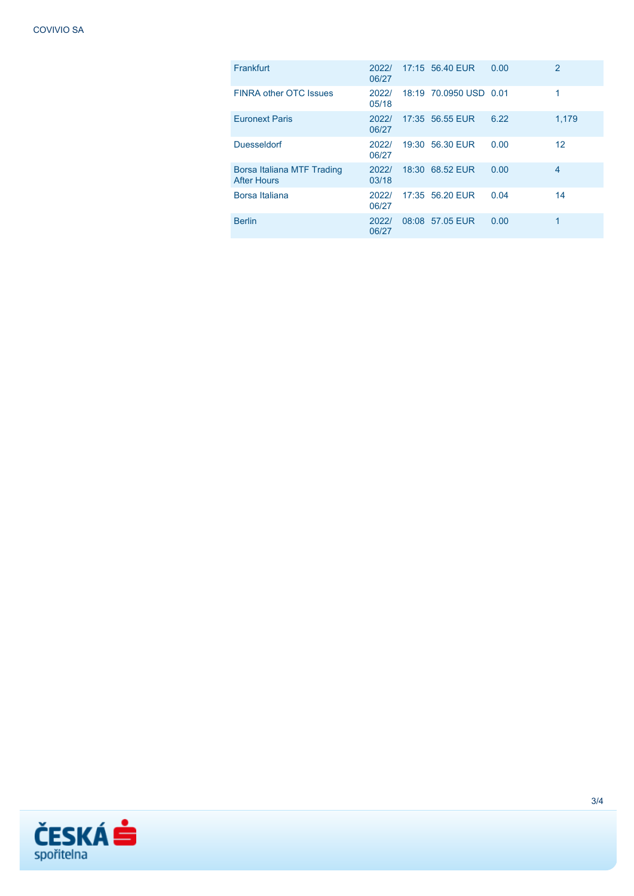| | | | | | |
|---|---|---|---|---|---|
| Frankfurt | 2022/06/27 | 17:15 | 56.40 EUR | 0.00 | 2 |
| FINRA other OTC Issues | 2022/05/18 | 18:19 | 70.0950 USD | 0.01 | 1 |
| Euronext Paris | 2022/06/27 | 17:35 | 56.55 EUR | 6.22 | 1,179 |
| Duesseldorf | 2022/06/27 | 19:30 | 56.30 EUR | 0.00 | 12 |
| Borsa Italiana MTF Trading After Hours | 2022/03/18 | 18:30 | 68.52 EUR | 0.00 | 4 |
| Borsa Italiana | 2022/06/27 | 17:35 | 56.20 EUR | 0.04 | 14 |
| Berlin | 2022/06/27 | 08:08 | 57.05 EUR | 0.00 | 1 |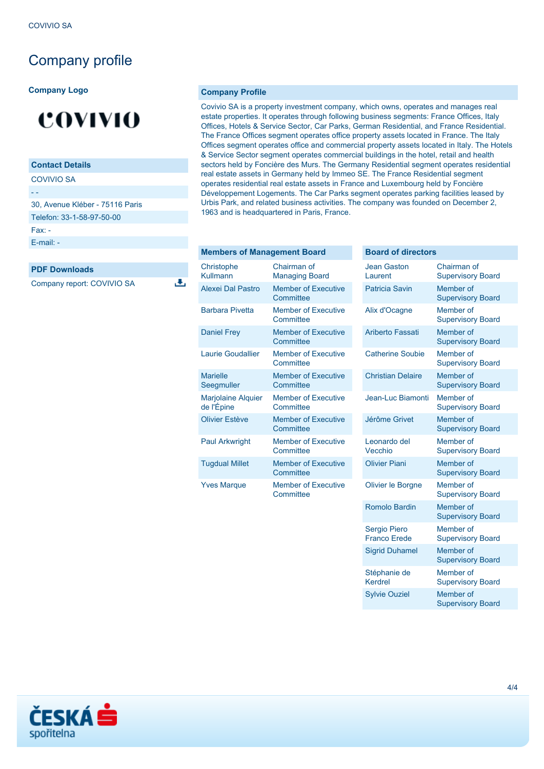# Company profile

**Company Logo**

COVIVIO

| Contact Details |
| --- |
| COVIVIO SA |
| - - |
| 30, Avenue Kléber - 75116 Paris |
| Telefon: 33-1-58-97-50-00 |
| Fax: - |
| E-mail: - |

| PDF Downloads |
| --- |
| Company report: COVIVIO SA |

## Company Profile

Covivio SA is a property investment company, which owns, operates and manages real estate properties. It operates through following business segments: France Offices, Italy Offices, Hotels & Service Sector, Car Parks, German Residential, and France Residential. The France Offices segment operates office property assets located in France. The Italy Offices segment operates office and commercial property assets located in Italy. The Hotels & Service Sector segment operates commercial buildings in the hotel, retail and health sectors held by Foncière des Murs. The Germany Residential segment operates residential real estate assets in Germany held by Immeo SE. The France Residential segment operates residential real estate assets in France and Luxembourg held by Foncière Développement Logements. The Car Parks segment operates parking facilities leased by Urbis Park, and related business activities. The company was founded on December 2, 1963 and is headquartered in Paris, France.

| Members of Management Board | |
| --- | --- |
| Christophe Kullmann | Chairman of Managing Board |
| Alexei Dal Pastro | Member of Executive Committee |
| Barbara Pivetta | Member of Executive Committee |
| Daniel Frey | Member of Executive Committee |
| Laurie Goudallier | Member of Executive Committee |
| Marielle Seegmuller | Member of Executive Committee |
| Marjolaine Alquier de l'Épine | Member of Executive Committee |
| Olivier Estève | Member of Executive Committee |
| Paul Arkwright | Member of Executive Committee |
| Tugdual Millet | Member of Executive Committee |
| Yves Marque | Member of Executive Committee |

| Board of directors | |
| --- | --- |
| Jean Gaston Laurent | Chairman of Supervisory Board |
| Patricia Savin | Member of Supervisory Board |
| Alix d'Ocagne | Member of Supervisory Board |
| Ariberto Fassati | Member of Supervisory Board |
| Catherine Soubie | Member of Supervisory Board |
| Christian Delaire | Member of Supervisory Board |
| Jean-Luc Biamonti | Member of Supervisory Board |
| Jérôme Grivet | Member of Supervisory Board |
| Leonardo del Vecchio | Member of Supervisory Board |
| Olivier Piani | Member of Supervisory Board |
| Olivier le Borgne | Member of Supervisory Board |
| Romolo Bardin | Member of Supervisory Board |
| Sergio Piero Franco Erede | Member of Supervisory Board |
| Sigrid Duhamel | Member of Supervisory Board |
| Stéphanie de Kerdrel | Member of Supervisory Board |
| Sylvie Ouziel | Member of Supervisory Board |